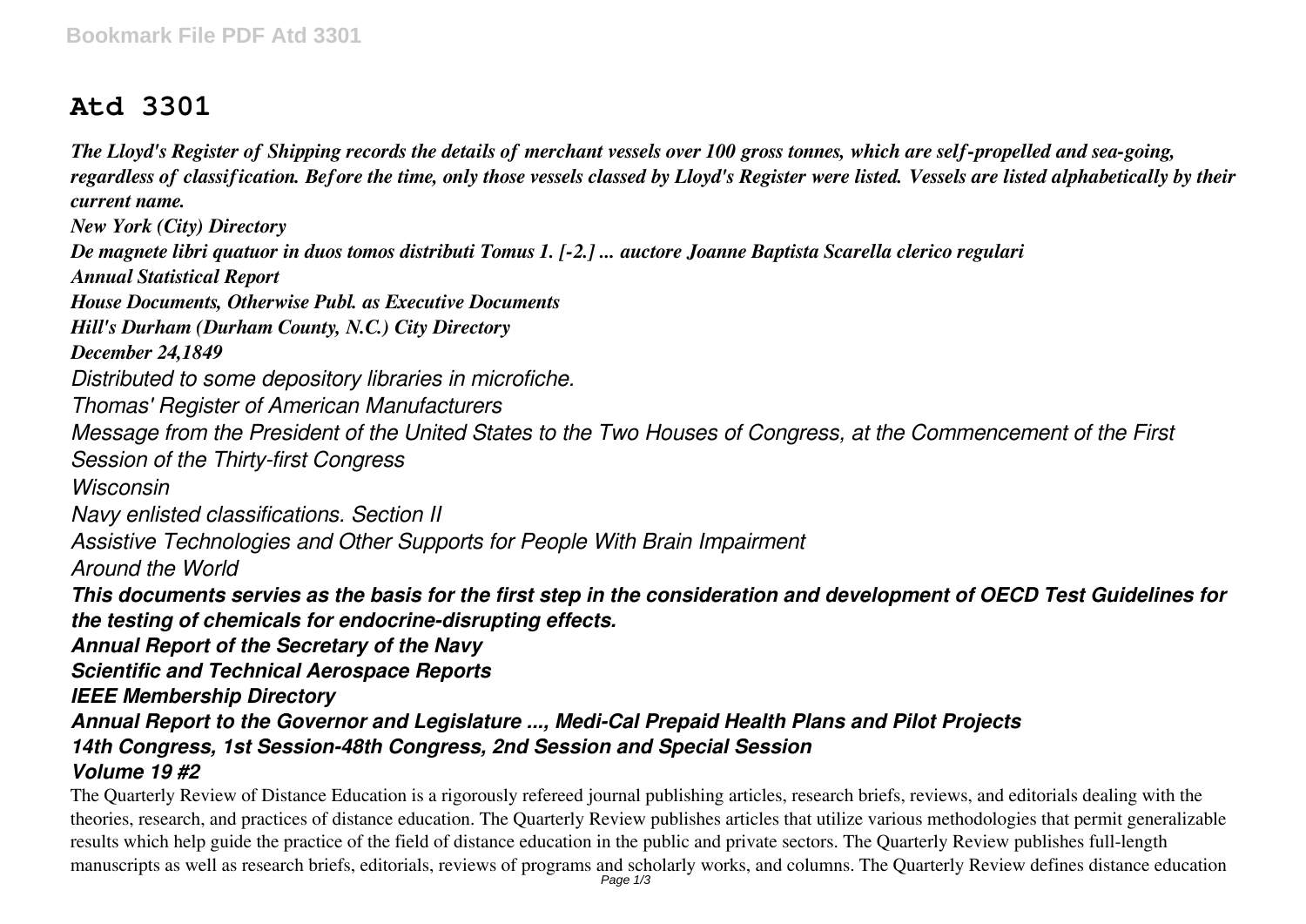# Atd 3301

*The Lloyd's Register of Shipping records the details of merchant vessels over 100 gross tonnes, which are self-propelled and sea-going, regardless of classification. Before the time, only those vessels classed by Lloyd's Register were listed. Vessels are listed alphabetically by their current name.*

*New York (City) Directory*

*De magnete libri quatuor in duos tomos distributi Tomus 1. [-2.] ... auctore Joanne Baptista Scarella clerico regulari*

*Annual Statistical Report*

*House Documents, Otherwise Publ. as Executive Documents*

*Hill's Durham (Durham County, N.C.) City Directory*

*December 24,1849*

*Distributed to some depository libraries in microfiche.*

*Thomas' Register of American Manufacturers*

*Message from the President of the United States to the Two Houses of Congress, at the Commencement of the First Session of the Thirty-first Congress*

*Wisconsin*

*Navy enlisted classifications. Section II*

*Assistive Technologies and Other Supports for People With Brain Impairment*

*Around the World*

***This documents servies as the basis for the first step in the consideration and development of OECD Test Guidelines for the testing of chemicals for endocrine-disrupting effects.***

***Annual Report of the Secretary of the Navy***

***Scientific and Technical Aerospace Reports***

***IEEE Membership Directory***

***Annual Report to the Governor and Legislature ..., Medi-Cal Prepaid Health Plans and Pilot Projects***

***14th Congress, 1st Session-48th Congress, 2nd Session and Special Session***

***Volume 19 #2***

The Quarterly Review of Distance Education is a rigorously refereed journal publishing articles, research briefs, reviews, and editorials dealing with the theories, research, and practices of distance education. The Quarterly Review publishes articles that utilize various methodologies that permit generalizable results which help guide the practice of the field of distance education in the public and private sectors. The Quarterly Review publishes full-length manuscripts as well as research briefs, editorials, reviews of programs and scholarly works, and columns. The Quarterly Review defines distance education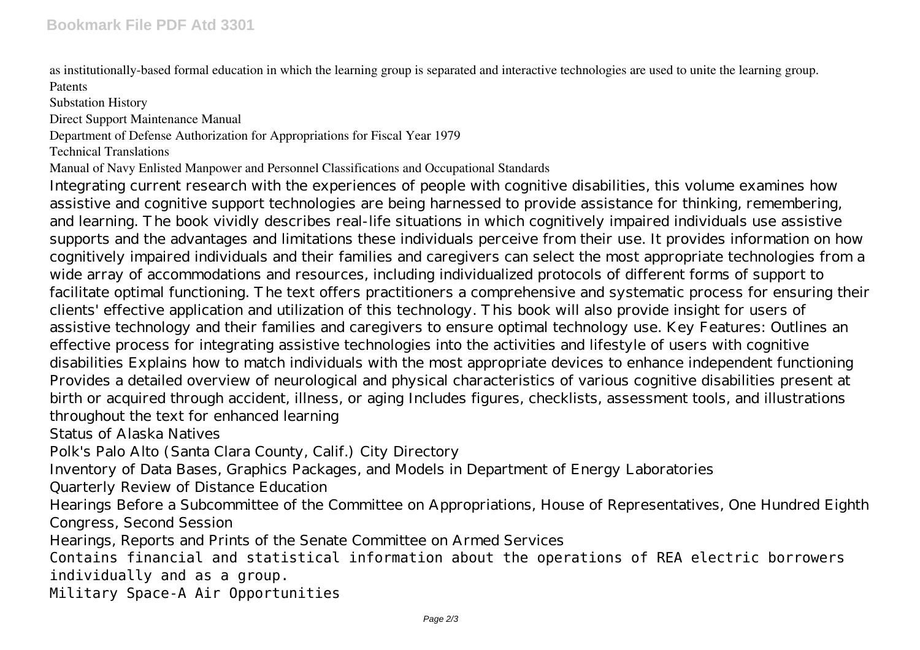as institutionally-based formal education in which the learning group is separated and interactive technologies are used to unite the learning group.

Patents

Substation History

Direct Support Maintenance Manual

Department of Defense Authorization for Appropriations for Fiscal Year 1979

Technical Translations

Manual of Navy Enlisted Manpower and Personnel Classifications and Occupational Standards

Integrating current research with the experiences of people with cognitive disabilities, this volume examines how assistive and cognitive support technologies are being harnessed to provide assistance for thinking, remembering, and learning. The book vividly describes real-life situations in which cognitively impaired individuals use assistive supports and the advantages and limitations these individuals perceive from their use. It provides information on how cognitively impaired individuals and their families and caregivers can select the most appropriate technologies from a wide array of accommodations and resources, including individualized protocols of different forms of support to facilitate optimal functioning. The text offers practitioners a comprehensive and systematic process for ensuring their clients' effective application and utilization of this technology. This book will also provide insight for users of assistive technology and their families and caregivers to ensure optimal technology use. Key Features: Outlines an effective process for integrating assistive technologies into the activities and lifestyle of users with cognitive disabilities Explains how to match individuals with the most appropriate devices to enhance independent functioning Provides a detailed overview of neurological and physical characteristics of various cognitive disabilities present at birth or acquired through accident, illness, or aging Includes figures, checklists, assessment tools, and illustrations throughout the text for enhanced learning

Status of Alaska Natives

Polk's Palo Alto (Santa Clara County, Calif.) City Directory

Inventory of Data Bases, Graphics Packages, and Models in Department of Energy Laboratories

Quarterly Review of Distance Education

Hearings Before a Subcommittee of the Committee on Appropriations, House of Representatives, One Hundred Eighth Congress, Second Session

Hearings, Reports and Prints of the Senate Committee on Armed Services

Contains financial and statistical information about the operations of REA electric borrowers individually and as a group.

Military Space-A Air Opportunities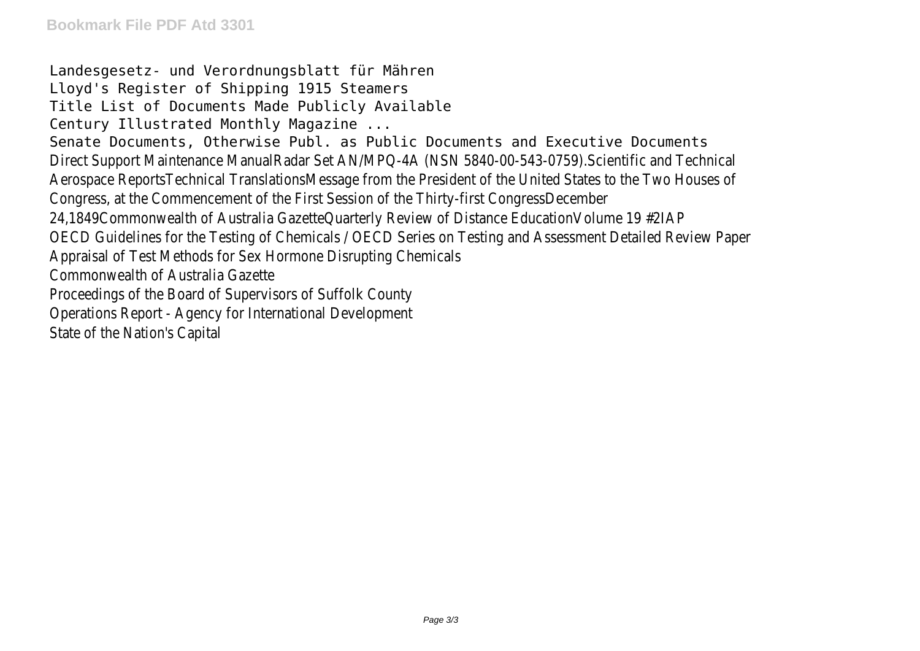Landesgesetz- und Verordnungsblatt für Mähren
Lloyd's Register of Shipping 1915 Steamers
Title List of Documents Made Publicly Available
Century Illustrated Monthly Magazine ...
Senate Documents, Otherwise Publ. as Public Documents and Executive Documents
Direct Support Maintenance ManualRadar Set AN/MPQ-4A (NSN 5840-00-543-0759).Scientific and Technical Aerospace ReportsTechnical TranslationsMessage from the President of the United States to the Two Houses of Congress, at the Commencement of the First Session of the Thirty-first CongressDecember 24,1849Commonwealth of Australia GazetteQuarterly Review of Distance EducationVolume 19 #2IAP
OECD Guidelines for the Testing of Chemicals / OECD Series on Testing and Assessment Detailed Review Paper Appraisal of Test Methods for Sex Hormone Disrupting Chemicals
Commonwealth of Australia Gazette
Proceedings of the Board of Supervisors of Suffolk County
Operations Report - Agency for International Development
State of the Nation's Capital